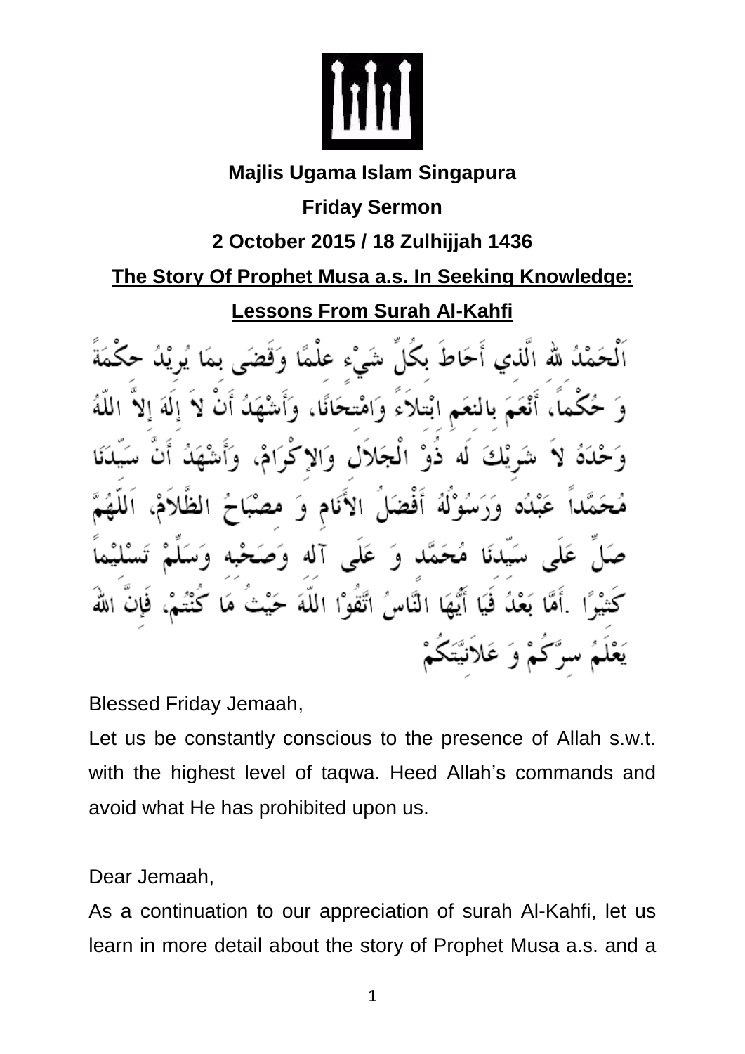**Majlis Ugama Islam Singapura**

**Friday Sermon**

**2 October 2015 / 18 Zulhijjah 1436**

## The Story Of Prophet Musa a.s. In Seeking Knowledge: Lessons From Surah Al-Kahfi

اَلْحَمْدُ للهِ الَّذِي أَحَاطَ بِكُلِّ شَيْءٍ عِلْمًا وَقَضَى بِمَا يُرِيْدُ حِكْمَةً وَ حُكْماً، أَنْعَمَ بِالنعَمِ ابْتِلاَءً وَامْتِحَانًا، وَأَشْهَدُ أَنْ لاَ إِلَهَ إِلاَّ اللّهُ وَحْدَهُ لاَ شَرِيْكَ لَه ذُوْ الْجَلاَلِ وَالإِكْرَامْ، وَأَشْهَدُ أَنَّ سَيِّدَنَا مُحَمَّداً عَبْدُه وَرَسُوْلُهُ أَفْضَلُ الأَنَامِ وَ مِصْبَاحُ الظَّلاَمْ، اَللّهُمَّ صَلِّ عَلَى سَيِّدِنَا مُحَمَّد وَ عَلَى آلِه وَصَحْبِه وَسَلِّمْ تَسْلِيْماً كَثِيْرًا .أَمَّا بَعْدُ فَيَا أَيُّهَا النَّاسُ اتَّقُوْا اللّهَ حَيْثُ مَا كُنْتُمْ، فَإِنَّ اللهَ يَعْلَمُ سِرَّكُمْ وَ عَلاَنِيَّتَكُمْ

Blessed Friday Jemaah,

Let us be constantly conscious to the presence of Allah s.w.t. with the highest level of taqwa. Heed Allah's commands and avoid what He has prohibited upon us.

Dear Jemaah,

As a continuation to our appreciation of surah Al-Kahfi, let us learn in more detail about the story of Prophet Musa a.s. and a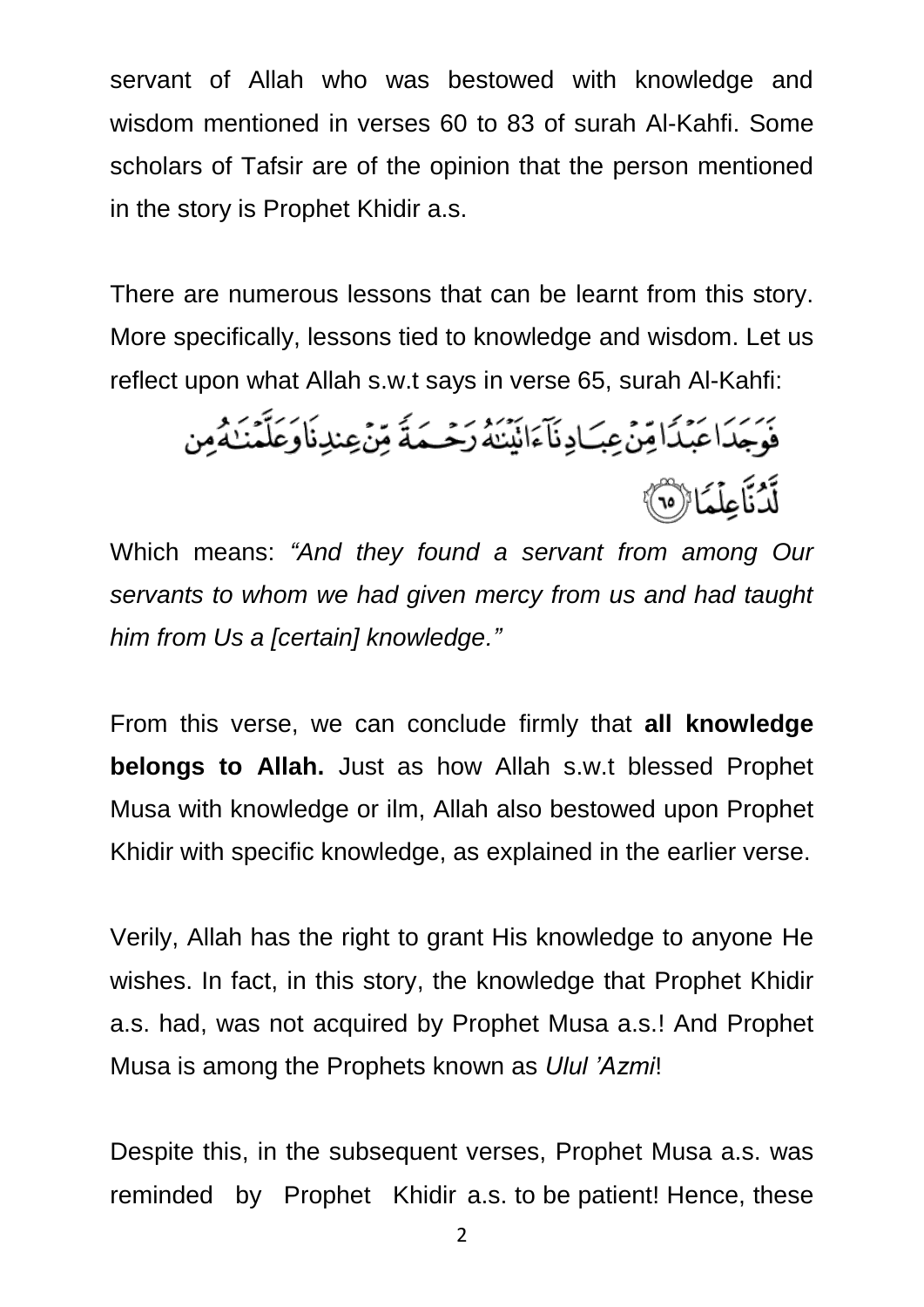servant of Allah who was bestowed with knowledge and wisdom mentioned in verses 60 to 83 of surah Al-Kahfi. Some scholars of Tafsir are of the opinion that the person mentioned in the story is Prophet Khidir a.s.

There are numerous lessons that can be learnt from this story. More specifically, lessons tied to knowledge and wisdom. Let us reflect upon what Allah s.w.t says in verse 65, surah Al-Kahfi:

فَوَجَدَا عَبْدًا مِّنْ عِبَادِنَآ ءَاتَيْنَٰهُ رَحْمَةً مِّنْ عِندِنَا وَعَلَّمْنَٰهُ مِن لَّدُنَّا عِلْمًا ﴿٦٥﴾

Which means: *"And they found a servant from among Our servants to whom we had given mercy from us and had taught him from Us a [certain] knowledge."*

From this verse, we can conclude firmly that **all knowledge belongs to Allah.** Just as how Allah s.w.t blessed Prophet Musa with knowledge or ilm, Allah also bestowed upon Prophet Khidir with specific knowledge, as explained in the earlier verse.

Verily, Allah has the right to grant His knowledge to anyone He wishes. In fact, in this story, the knowledge that Prophet Khidir a.s. had, was not acquired by Prophet Musa a.s.! And Prophet Musa is among the Prophets known as *Ulul 'Azmi*!

Despite this, in the subsequent verses, Prophet Musa a.s. was reminded by Prophet Khidir a.s. to be patient! Hence, these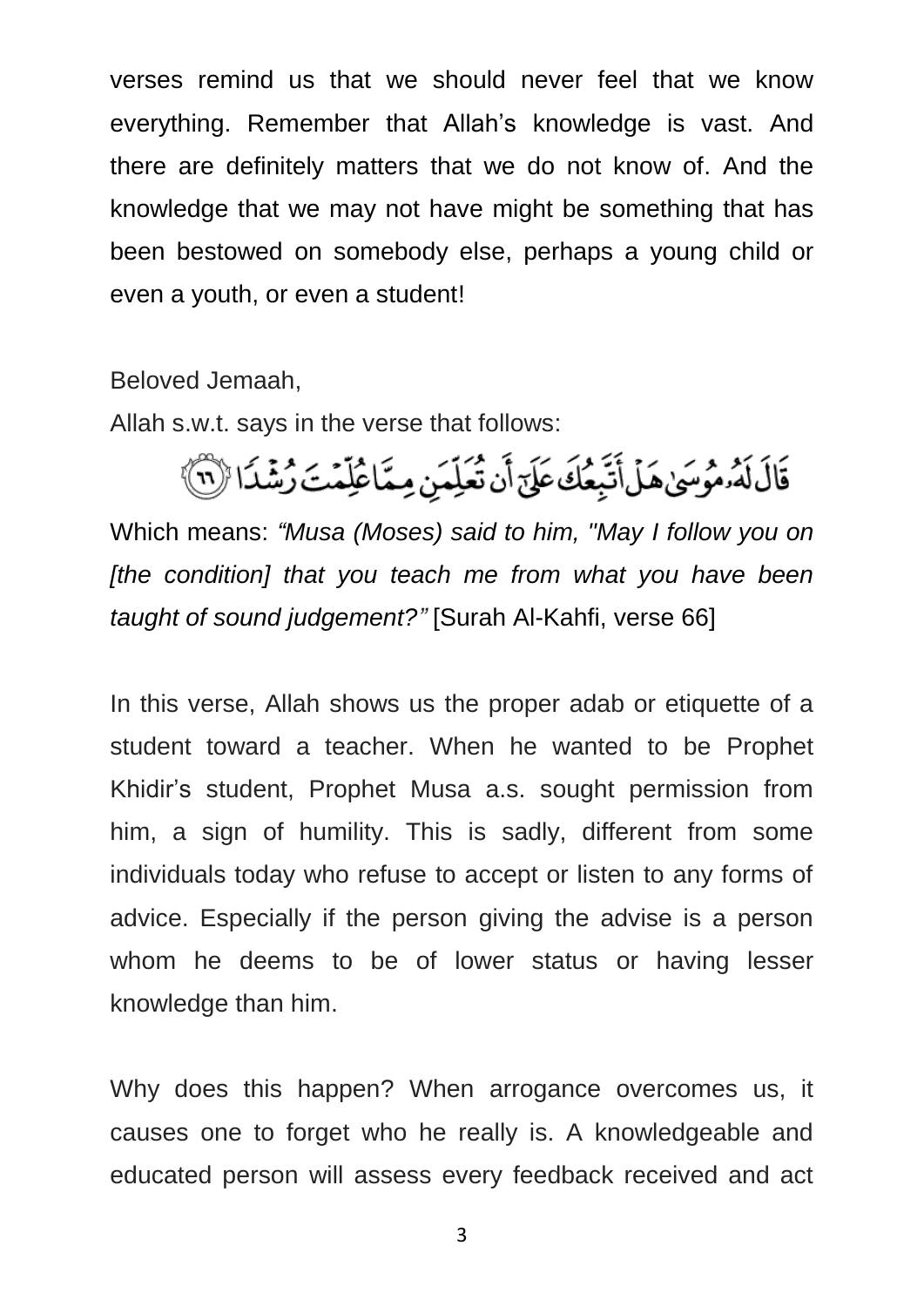verses remind us that we should never feel that we know everything. Remember that Allah's knowledge is vast. And there are definitely matters that we do not know of. And the knowledge that we may not have might be something that has been bestowed on somebody else, perhaps a young child or even a youth, or even a student!

Beloved Jemaah,

Allah s.w.t. says in the verse that follows:

قَالَ لَهُۥ مُوسَىٰ هَلْ أَتَّبِعُكَ عَلَىٰٓ أَن تُعَلِّمَنِ مِمَّا عُلِّمْتَ رُشْدًا ﴿٦٦﴾

Which means: *"Musa (Moses) said to him, "May I follow you on [the condition] that you teach me from what you have been taught of sound judgement?"* [Surah Al-Kahfi, verse 66]

In this verse, Allah shows us the proper adab or etiquette of a student toward a teacher. When he wanted to be Prophet Khidir's student, Prophet Musa a.s. sought permission from him, a sign of humility. This is sadly, different from some individuals today who refuse to accept or listen to any forms of advice. Especially if the person giving the advise is a person whom he deems to be of lower status or having lesser knowledge than him.

Why does this happen? When arrogance overcomes us, it causes one to forget who he really is. A knowledgeable and educated person will assess every feedback received and act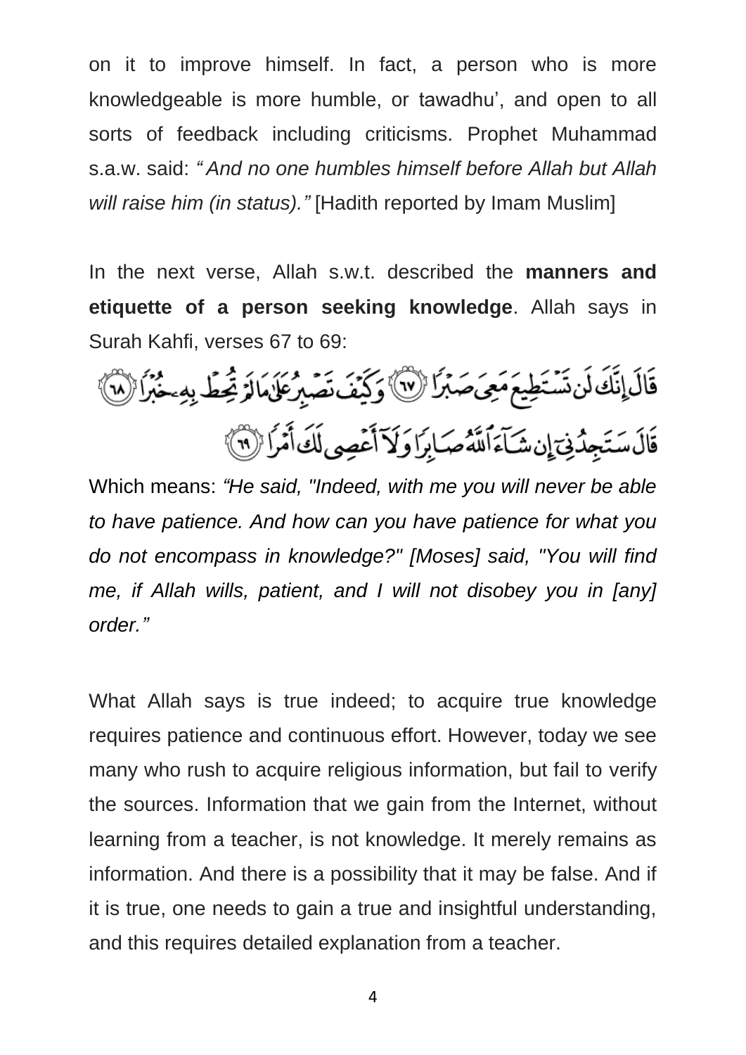on it to improve himself. In fact, a person who is more knowledgeable is more humble, or tawadhu', and open to all sorts of feedback including criticisms. Prophet Muhammad s.a.w. said: *"And no one humbles himself before Allah but Allah will raise him (in status)."* [Hadith reported by Imam Muslim]

In the next verse, Allah s.w.t. described the **manners and etiquette of a person seeking knowledge**. Allah says in Surah Kahfi, verses 67 to 69:

قَالَ إِنَّكَ لَن تَسْتَطِيعَ مَعِيَ صَبْرًا ﴿٦٧﴾ وَكَيْفَ تَصْبِرُ عَلَىٰ مَا لَمْ تُحِطْ بِهِۦ خُبْرًا ﴿٦٨﴾ قَالَ سَتَجِدُنِيٓ إِن شَآءَ ٱللَّهُ صَابِرًا وَلَآ أَعْصِي لَكَ أَمْرًا ﴿٦٩﴾

Which means: *"He said, "Indeed, with me you will never be able to have patience. And how can you have patience for what you do not encompass in knowledge?" [Moses] said, "You will find me, if Allah wills, patient, and I will not disobey you in [any] order."*

What Allah says is true indeed; to acquire true knowledge requires patience and continuous effort. However, today we see many who rush to acquire religious information, but fail to verify the sources. Information that we gain from the Internet, without learning from a teacher, is not knowledge. It merely remains as information. And there is a possibility that it may be false. And if it is true, one needs to gain a true and insightful understanding, and this requires detailed explanation from a teacher.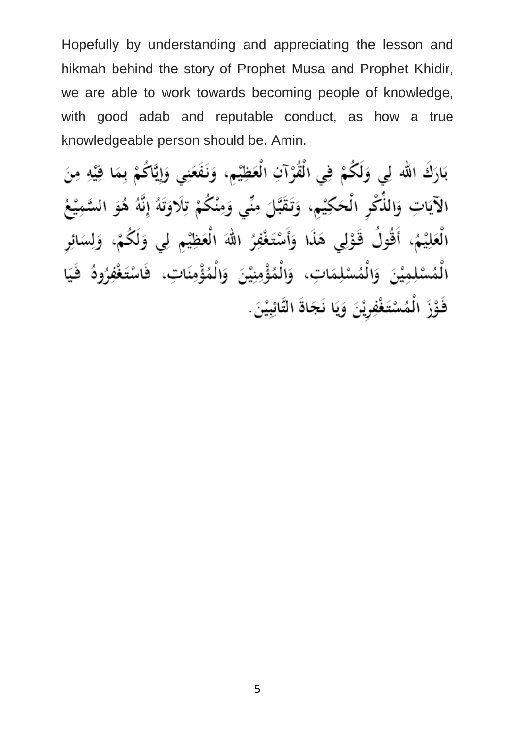Hopefully by understanding and appreciating the lesson and hikmah behind the story of Prophet Musa and Prophet Khidir, we are able to work towards becoming people of knowledge, with good adab and reputable conduct, as how a true knowledgeable person should be. Amin.

بَارَكَ اللهُ لِي وَلَكُمْ فِي الْقُرْآنِ الْعَظِيْمِ، وَنَفَعَنِي وَإِيَّاكُمْ بِمَا فِيْهِ مِنَ الآيَاتِ وَالذِّكْرِ الْحَكِيْمِ، وَتَقَبَّلَ مِنِّي وَمِنْكُمْ تِلَاوَتَهُ إِنَّهُ هُوَ السَّمِيْعُ الْعَلِيْمُ، أَقُولُ قَوْلِي هَذَا وَأَسْتَغْفِرُ اللهَ الْعَظِيْمَ لِي وَلَكُمْ، وَلِسَائِرِ الْمُسْلِمِيْنَ وَالْمُسْلِمَاتِ، وَالْمُؤْمِنِيْنَ وَالْمُؤْمِنَاتِ، فَاسْتَغْفِرُوهُ فَيَا فَوْزَ الْمُسْتَغْفِرِيْنَ وَيَا نَجَاةَ التَّائِبِيْنَ.